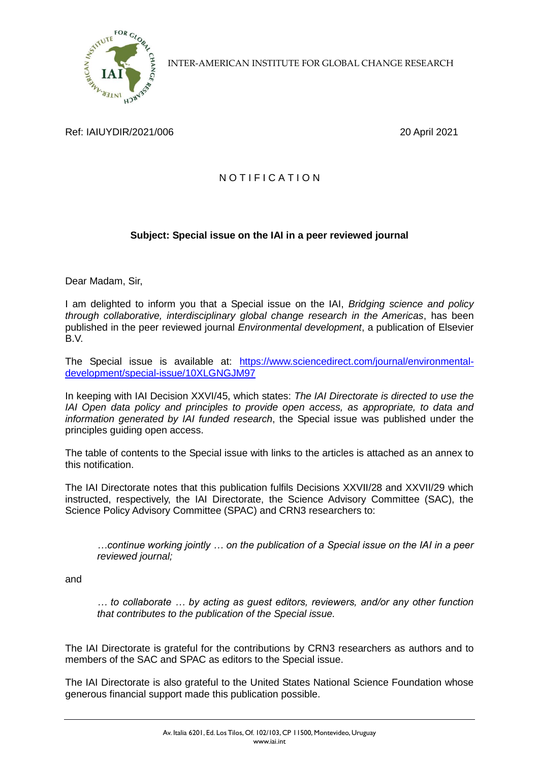INTER-AMERICAN INSTITUTE FOR GLOBAL CHANGE RESEARCH

Ref: IAIUYDIR/2021/006 | 20 April 2021

# N O T I F I C A T I O N

**Subject: Special issue on the IAI in a peer reviewed journal**

Dear Madam, Sir,

I am delighted to inform you that a Special issue on the IAI, *Bridging science and policy through collaborative, interdisciplinary global change research in the Americas*, has been published in the peer reviewed journal *Environmental development*, a publication of Elsevier B.V.

The Special issue is available at: [https://www.sciencedirect.com/journal/environmental-development/special-issue/10XLGNGJM97](https://www.sciencedirect.com/journal/environmental-development/special-issue/10XLGNGJM97)

In keeping with IAI Decision XXVI/45, which states: *The IAI Directorate is directed to use the IAI Open data policy and principles to provide open access, as appropriate, to data and information generated by IAI funded research*, the Special issue was published under the principles guiding open access.

The table of contents to the Special issue with links to the articles is attached as an annex to this notification.

The IAI Directorate notes that this publication fulfils Decisions XXVII/28 and XXVII/29 which instructed, respectively, the IAI Directorate, the Science Advisory Committee (SAC), the Science Policy Advisory Committee (SPAC) and CRN3 researchers to:

> *…continue working jointly … on the publication of a Special issue on the IAI in a peer reviewed journal;*

and

> *… to collaborate … by acting as guest editors, reviewers, and/or any other function that contributes to the publication of the Special issue.*

The IAI Directorate is grateful for the contributions by CRN3 researchers as authors and to members of the SAC and SPAC as editors to the Special issue.

The IAI Directorate is also grateful to the United States National Science Foundation whose generous financial support made this publication possible.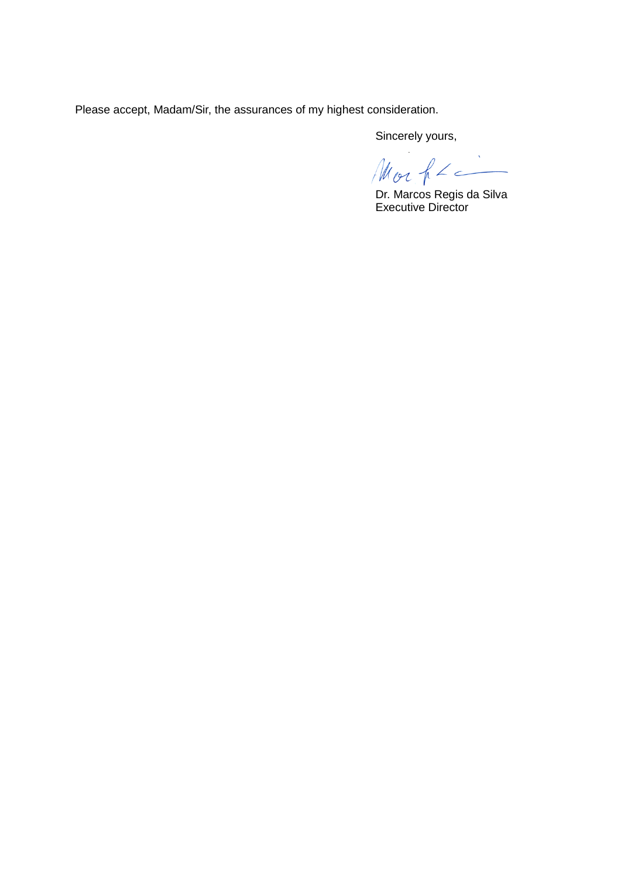Please accept, Madam/Sir, the assurances of my highest consideration.

Sincerely yours,

Dr. Marcos Regis da Silva
Executive Director